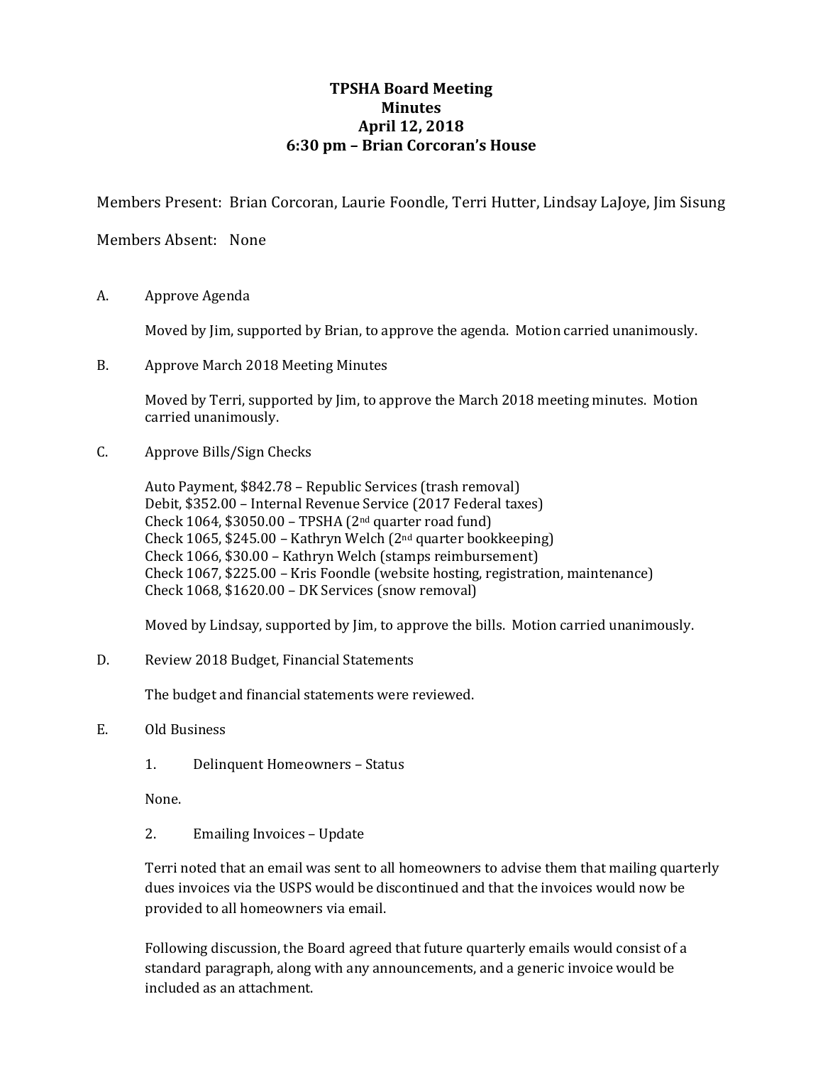# TPSHA Board Meeting
## Minutes
## April 12, 2018
## 6:30 pm – Brian Corcoran's House

Members Present: Brian Corcoran, Laurie Foondle, Terri Hutter, Lindsay LaJoye, Jim Sisung

Members Absent: None

A. Approve Agenda

Moved by Jim, supported by Brian, to approve the agenda. Motion carried unanimously.

B. Approve March 2018 Meeting Minutes

Moved by Terri, supported by Jim, to approve the March 2018 meeting minutes. Motion carried unanimously.

C. Approve Bills/Sign Checks

Auto Payment, $842.78 – Republic Services (trash removal)
Debit, $352.00 – Internal Revenue Service (2017 Federal taxes)
Check 1064, $3050.00 – TPSHA (2nd quarter road fund)
Check 1065, $245.00 – Kathryn Welch (2nd quarter bookkeeping)
Check 1066, $30.00 – Kathryn Welch (stamps reimbursement)
Check 1067, $225.00 – Kris Foondle (website hosting, registration, maintenance)
Check 1068, $1620.00 – DK Services (snow removal)

Moved by Lindsay, supported by Jim, to approve the bills. Motion carried unanimously.

D. Review 2018 Budget, Financial Statements

The budget and financial statements were reviewed.

E. Old Business

1. Delinquent Homeowners – Status

None.

2. Emailing Invoices – Update

Terri noted that an email was sent to all homeowners to advise them that mailing quarterly dues invoices via the USPS would be discontinued and that the invoices would now be provided to all homeowners via email.

Following discussion, the Board agreed that future quarterly emails would consist of a standard paragraph, along with any announcements, and a generic invoice would be included as an attachment.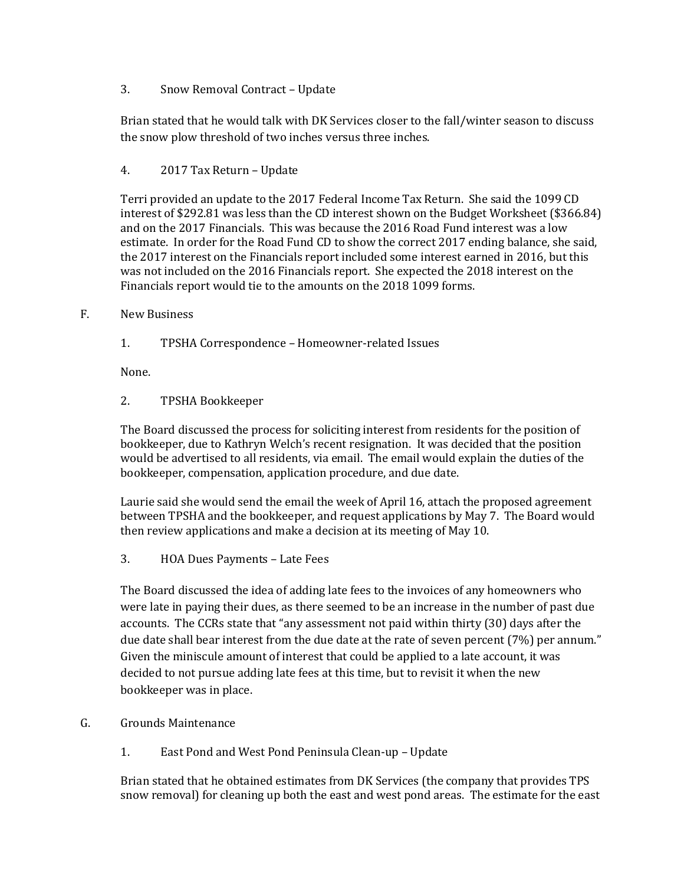3. Snow Removal Contract – Update

Brian stated that he would talk with DK Services closer to the fall/winter season to discuss the snow plow threshold of two inches versus three inches.

4. 2017 Tax Return – Update

Terri provided an update to the 2017 Federal Income Tax Return. She said the 1099 CD interest of $292.81 was less than the CD interest shown on the Budget Worksheet ($366.84) and on the 2017 Financials. This was because the 2016 Road Fund interest was a low estimate. In order for the Road Fund CD to show the correct 2017 ending balance, she said, the 2017 interest on the Financials report included some interest earned in 2016, but this was not included on the 2016 Financials report. She expected the 2018 interest on the Financials report would tie to the amounts on the 2018 1099 forms.

F. New Business

1. TPSHA Correspondence – Homeowner-related Issues

None.

2. TPSHA Bookkeeper

The Board discussed the process for soliciting interest from residents for the position of bookkeeper, due to Kathryn Welch's recent resignation. It was decided that the position would be advertised to all residents, via email. The email would explain the duties of the bookkeeper, compensation, application procedure, and due date.

Laurie said she would send the email the week of April 16, attach the proposed agreement between TPSHA and the bookkeeper, and request applications by May 7. The Board would then review applications and make a decision at its meeting of May 10.

3. HOA Dues Payments – Late Fees

The Board discussed the idea of adding late fees to the invoices of any homeowners who were late in paying their dues, as there seemed to be an increase in the number of past due accounts. The CCRs state that "any assessment not paid within thirty (30) days after the due date shall bear interest from the due date at the rate of seven percent (7%) per annum." Given the miniscule amount of interest that could be applied to a late account, it was decided to not pursue adding late fees at this time, but to revisit it when the new bookkeeper was in place.

G. Grounds Maintenance

1. East Pond and West Pond Peninsula Clean-up – Update

Brian stated that he obtained estimates from DK Services (the company that provides TPS snow removal) for cleaning up both the east and west pond areas. The estimate for the east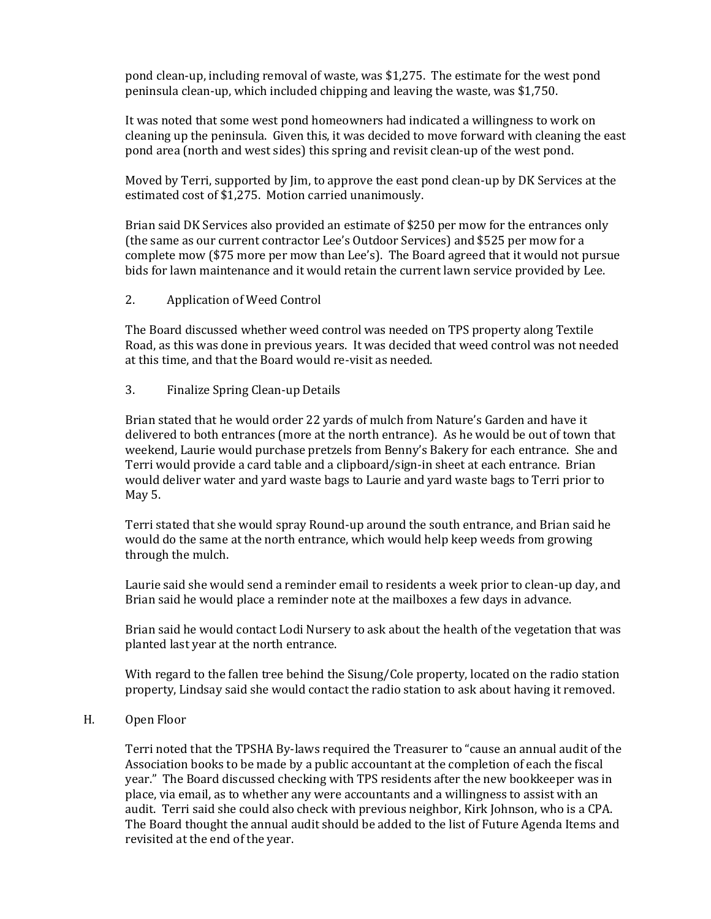pond clean-up, including removal of waste, was $1,275. The estimate for the west pond peninsula clean-up, which included chipping and leaving the waste, was $1,750.

It was noted that some west pond homeowners had indicated a willingness to work on cleaning up the peninsula. Given this, it was decided to move forward with cleaning the east pond area (north and west sides) this spring and revisit clean-up of the west pond.

Moved by Terri, supported by Jim, to approve the east pond clean-up by DK Services at the estimated cost of $1,275. Motion carried unanimously.

Brian said DK Services also provided an estimate of $250 per mow for the entrances only (the same as our current contractor Lee's Outdoor Services) and $525 per mow for a complete mow ($75 more per mow than Lee's). The Board agreed that it would not pursue bids for lawn maintenance and it would retain the current lawn service provided by Lee.

2. Application of Weed Control

The Board discussed whether weed control was needed on TPS property along Textile Road, as this was done in previous years. It was decided that weed control was not needed at this time, and that the Board would re-visit as needed.

3. Finalize Spring Clean-up Details

Brian stated that he would order 22 yards of mulch from Nature's Garden and have it delivered to both entrances (more at the north entrance). As he would be out of town that weekend, Laurie would purchase pretzels from Benny's Bakery for each entrance. She and Terri would provide a card table and a clipboard/sign-in sheet at each entrance. Brian would deliver water and yard waste bags to Laurie and yard waste bags to Terri prior to May 5.

Terri stated that she would spray Round-up around the south entrance, and Brian said he would do the same at the north entrance, which would help keep weeds from growing through the mulch.

Laurie said she would send a reminder email to residents a week prior to clean-up day, and Brian said he would place a reminder note at the mailboxes a few days in advance.

Brian said he would contact Lodi Nursery to ask about the health of the vegetation that was planted last year at the north entrance.

With regard to the fallen tree behind the Sisung/Cole property, located on the radio station property, Lindsay said she would contact the radio station to ask about having it removed.

H. Open Floor

Terri noted that the TPSHA By-laws required the Treasurer to "cause an annual audit of the Association books to be made by a public accountant at the completion of each the fiscal year." The Board discussed checking with TPS residents after the new bookkeeper was in place, via email, as to whether any were accountants and a willingness to assist with an audit. Terri said she could also check with previous neighbor, Kirk Johnson, who is a CPA. The Board thought the annual audit should be added to the list of Future Agenda Items and revisited at the end of the year.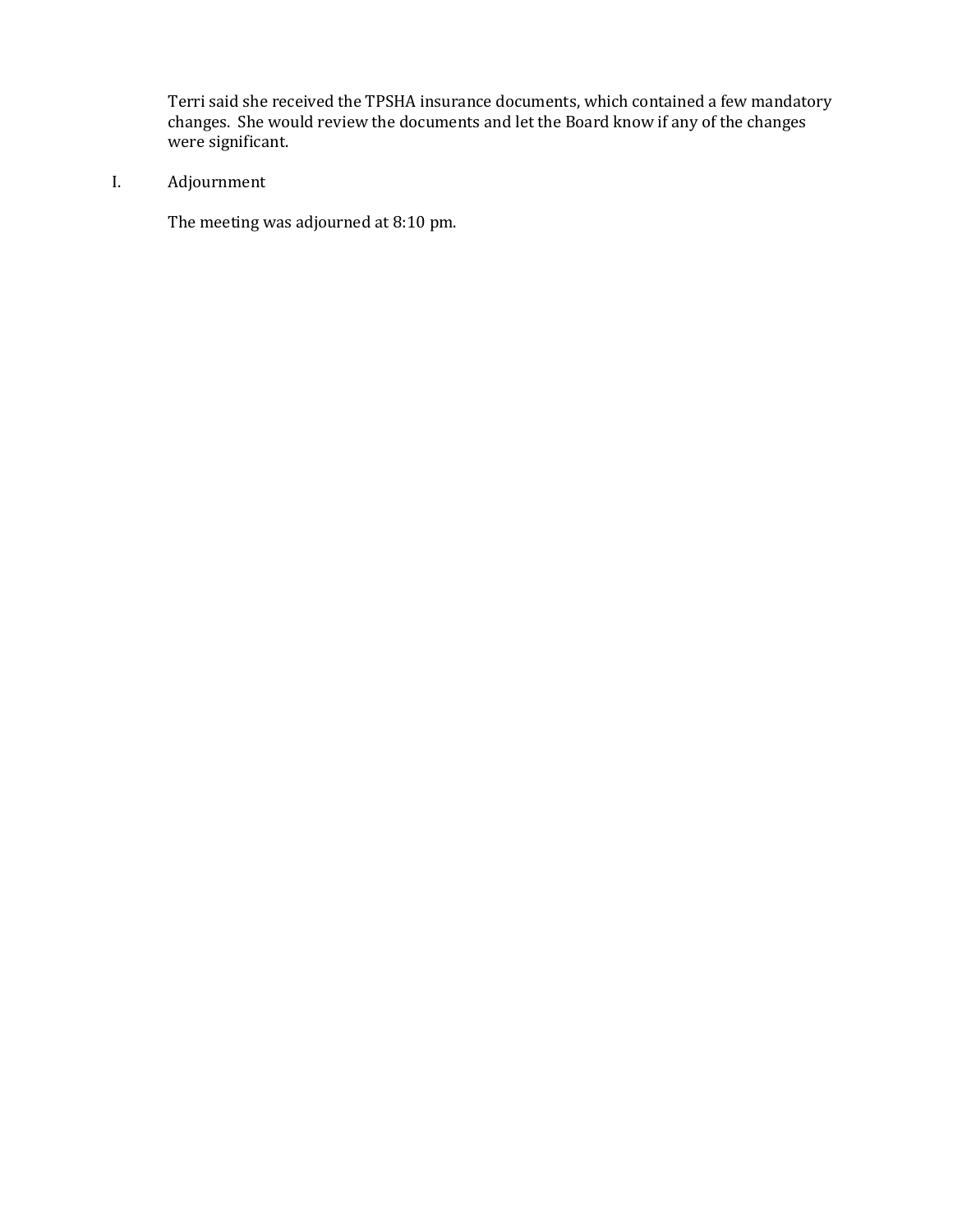Terri said she received the TPSHA insurance documents, which contained a few mandatory changes. She would review the documents and let the Board know if any of the changes were significant.

I. Adjournment

The meeting was adjourned at 8:10 pm.